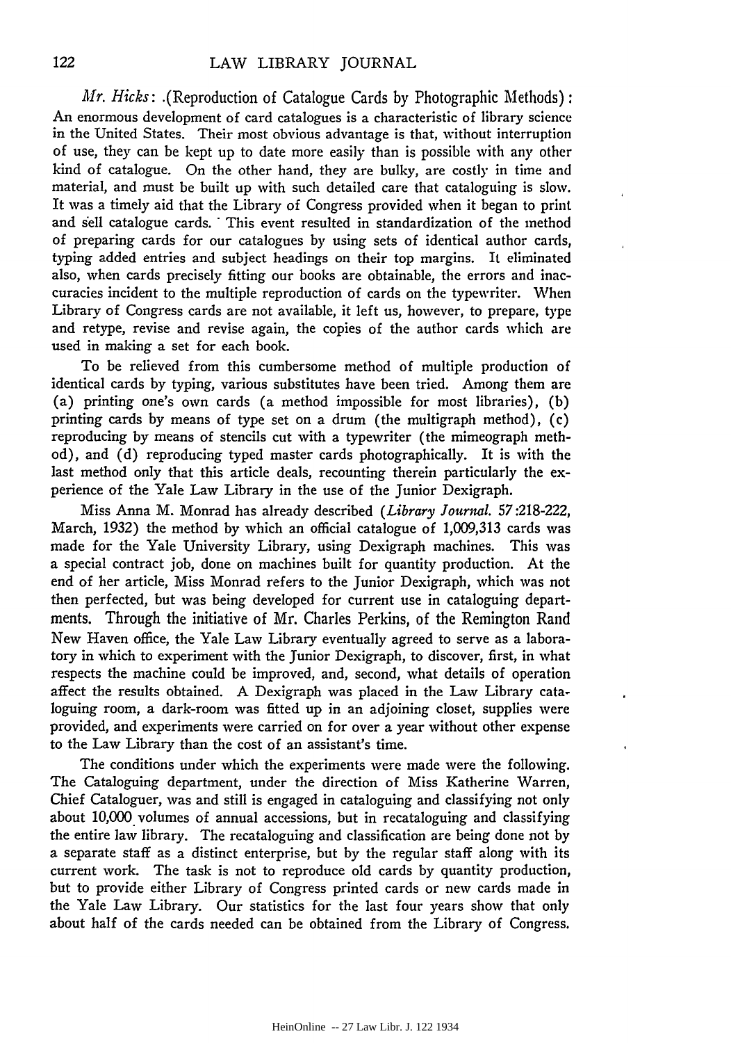*Mr. Hicks*: .(Reproduction of Catalogue Cards by Photographic Methods): An enormous development of card catalogues is a characteristic of library science in the United States. Their most obvious advantage is that, without interruption of use, they can be kept up to date more easily than is possible with any other kind of catalogue. On the other hand, they are bulky, are costly in time and material, and must be built up with such detailed care that cataloguing is slow. It was a timely aid that the Library of Congress provided when it began to print and sell catalogue cards. This event resulted in standardization of the method of preparing cards for our catalogues by using sets of identical author cards, typing added entries and subject headings on their top margins. It eliminated also, when cards precisely fitting our books are obtainable, the errors and inaccuracies incident to the multiple reproduction of cards on the typewriter. When Library of Congress cards are not available, it left us, however, to prepare, type and retype, revise and revise again, the copies of the author cards which are used in making a set for each book.

To be relieved from this cumbersome method of multiple production of identical cards by typing, various substitutes have been tried. Among them are (a) printing one's own cards (a method impossible for most libraries), (b) printing cards by means of type set on a drum (the multigraph method), (c) reproducing by means of stencils cut with a typewriter (the mimeograph method), and (d) reproducing typed master cards photographically. It is with the last method only that this article deals, recounting therein particularly the experience of the Yale Law Library in the use of the Junior Dexigraph.

Miss Anna M. Monrad has already described (*Library Journal.* 57:218-222, March, 1932) the method by which an official catalogue of 1,009,313 cards was made for the Yale University Library, using Dexigraph machines. This was a special contract job, done on machines built for quantity production. At the end of her article, Miss Monrad refers to the Junior Dexigraph, which was not then perfected, but was being developed for current use in cataloguing departments. Through the initiative of Mr. Charles Perkins, of the Remington Rand New Haven office, the Yale Law Library eventually agreed to serve as a laboratory in which to experiment with the Junior Dexigraph, to discover, first, in what respects the machine could be improved, and, second, what details of operation affect the results obtained. A Dexigraph was placed in the Law Library cataloguing room, a dark-room was fitted up in an adjoining closet, supplies were provided, and experiments were carried on for over a year without other expense to the Law Library than the cost of an assistant's time.

The conditions under which the experiments were made were the following. The Cataloguing department, under the direction of Miss Katherine Warren, Chief Cataloguer, was and still is engaged in cataloguing and classifying not only about 10,000 volumes of annual accessions, but in recataloguing and classifying the entire law library. The recataloguing and classification are being done not by a separate staff as a distinct enterprise, but by the regular staff along with its current work. The task is not to reproduce old cards by quantity production, but to provide either Library of Congress printed cards or new cards made in the Yale Law Library. Our statistics for the last four years show that only about half of the cards needed can be obtained from the Library of Congress.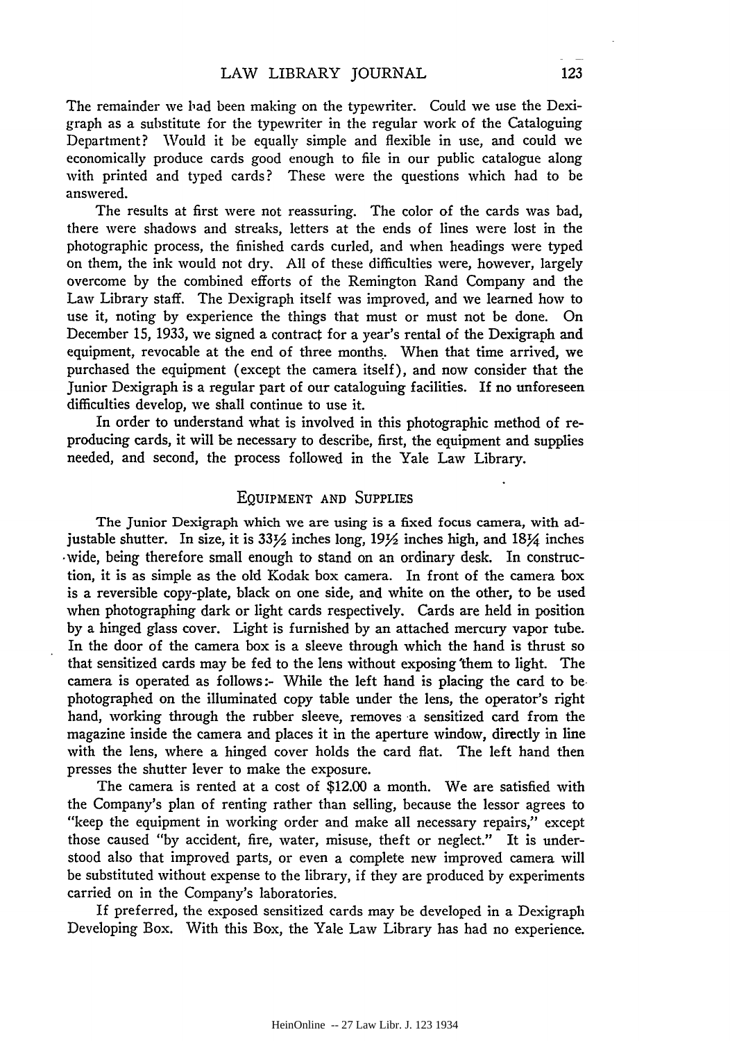The remainder we had been making on the typewriter. Could we use the Dexigraph as a substitute for the typewriter in the regular work of the Cataloguing Department? Would it be equally simple and flexible in use, and could we economically produce cards good enough to file in our public catalogue along with printed and typed cards? These were the questions which had to be answered.

The results at first were not reassuring. The color of the cards was bad, there were shadows and streaks, letters at the ends of lines were lost in the photographic process, the finished cards curled, and when headings were typed on them, the ink would not dry. All of these difficulties were, however, largely overcome by the combined efforts of the Remington Rand Company and the Law Library staff. The Dexigraph itself was improved, and we learned how to use it, noting by experience the things that must or must not be done. On December 15, 1933, we signed a contract for a year's rental of the Dexigraph and equipment, revocable at the end of three months. When that time arrived, we purchased the equipment (except the camera itself), and now consider that the Junior Dexigraph is a regular part of our cataloguing facilities. If no unforeseen difficulties develop, we shall continue to use it.

In order to understand what is involved in this photographic method of reproducing cards, it will be necessary to describe, first, the equipment and supplies needed, and second, the process followed in the Yale Law Library.

## EQUIPMENT AND SUPPLIES

The Junior Dexigraph which we are using is a fixed focus camera, with adjustable shutter. In size, it is 33½ inches long, 19½ inches high, and 18¼ inches wide, being therefore small enough to stand on an ordinary desk. In construction, it is as simple as the old Kodak box camera. In front of the camera box is a reversible copy-plate, black on one side, and white on the other, to be used when photographing dark or light cards respectively. Cards are held in position by a hinged glass cover. Light is furnished by an attached mercury vapor tube. In the door of the camera box is a sleeve through which the hand is thrust so that sensitized cards may be fed to the lens without exposing them to light. The camera is operated as follows:- While the left hand is placing the card to be photographed on the illuminated copy table under the lens, the operator's right hand, working through the rubber sleeve, removes a sensitized card from the magazine inside the camera and places it in the aperture window, directly in line with the lens, where a hinged cover holds the card flat. The left hand then presses the shutter lever to make the exposure.

The camera is rented at a cost of $12.00 a month. We are satisfied with the Company's plan of renting rather than selling, because the lessor agrees to "keep the equipment in working order and make all necessary repairs," except those caused "by accident, fire, water, misuse, theft or neglect." It is understood also that improved parts, or even a complete new improved camera will be substituted without expense to the library, if they are produced by experiments carried on in the Company's laboratories.

If preferred, the exposed sensitized cards may be developed in a Dexigraph Developing Box. With this Box, the Yale Law Library has had no experience.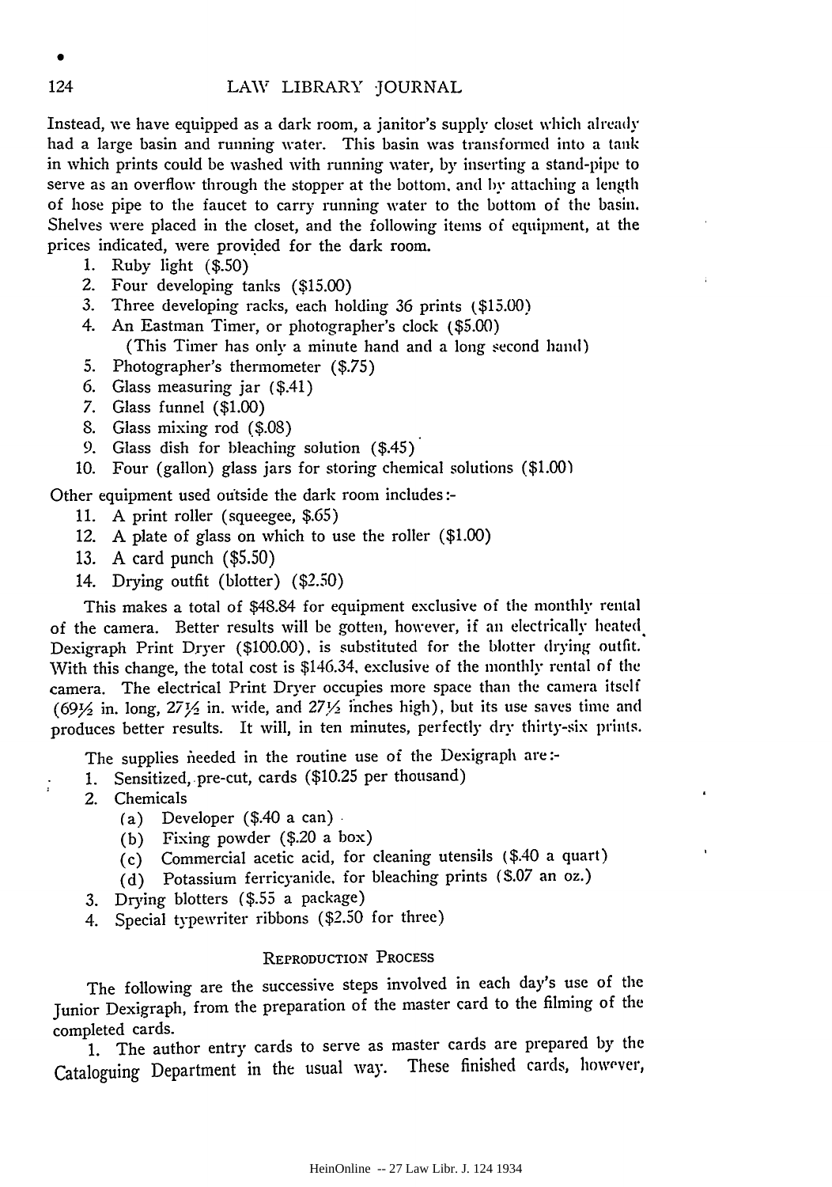Instead, we have equipped as a dark room, a janitor's supply closet which already had a large basin and running water. This basin was transformed into a tank in which prints could be washed with running water, by inserting a stand-pipe to serve as an overflow through the stopper at the bottom, and by attaching a length of hose pipe to the faucet to carry running water to the bottom of the basin. Shelves were placed in the closet, and the following items of equipment, at the prices indicated, were provided for the dark room.

1. Ruby light ($.50)
2. Four developing tanks ($15.00)
3. Three developing racks, each holding 36 prints ($15.00)
4. An Eastman Timer, or photographer's clock ($5.00)
   (This Timer has only a minute hand and a long second hand)
5. Photographer's thermometer ($.75)
6. Glass measuring jar ($.41)
7. Glass funnel ($1.00)
8. Glass mixing rod ($.08)
9. Glass dish for bleaching solution ($.45)
10. Four (gallon) glass jars for storing chemical solutions ($1.00)

Other equipment used outside the dark room includes:-

11. A print roller (squeegee, $.65)
12. A plate of glass on which to use the roller ($1.00)
13. A card punch ($5.50)
14. Drying outfit (blotter) ($2.50)

This makes a total of $48.84 for equipment exclusive of the monthly rental of the camera. Better results will be gotten, however, if an electrically heated Dexigraph Print Dryer ($100.00), is substituted for the blotter drying outfit. With this change, the total cost is $146.34, exclusive of the monthly rental of the camera. The electrical Print Dryer occupies more space than the camera itself (69½ in. long, 27½ in. wide, and 27½ inches high), but its use saves time and produces better results. It will, in ten minutes, perfectly dry thirty-six prints.

The supplies needed in the routine use of the Dexigraph are:-

1. Sensitized, pre-cut, cards ($10.25 per thousand)
2. Chemicals
   (a) Developer ($.40 a can)
   (b) Fixing powder ($.20 a box)
   (c) Commercial acetic acid, for cleaning utensils ($.40 a quart)
   (d) Potassium ferricyanide, for bleaching prints ($.07 an oz.)
3. Drying blotters ($.55 a package)
4. Special typewriter ribbons ($2.50 for three)

## Reproduction Process

The following are the successive steps involved in each day's use of the Junior Dexigraph, from the preparation of the master card to the filming of the completed cards.

1. The author entry cards to serve as master cards are prepared by the Cataloguing Department in the usual way. These finished cards, however,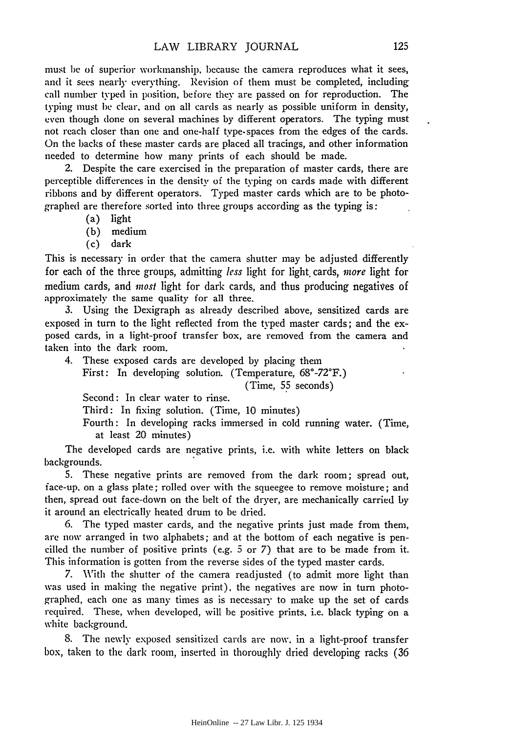must be of superior workmanship, because the camera reproduces what it sees, and it sees nearly everything. Revision of them must be completed, including call number typed in position, before they are passed on for reproduction. The typing must be clear, and on all cards as nearly as possible uniform in density, even though done on several machines by different operators. The typing must not reach closer than one and one-half type-spaces from the edges of the cards. On the backs of these master cards are placed all tracings, and other information needed to determine how many prints of each should be made.

2. Despite the care exercised in the preparation of master cards, there are perceptible differences in the density of the typing on cards made with different ribbons and by different operators. Typed master cards which are to be photographed are therefore sorted into three groups according as the typing is:

   (a) light
   (b) medium
   (c) dark

This is necessary in order that the camera shutter may be adjusted differently for each of the three groups, admitting *less* light for light cards, *more* light for medium cards, and *most* light for dark cards, and thus producing negatives of approximately the same quality for all three.

3. Using the Dexigraph as already described above, sensitized cards are exposed in turn to the light reflected from the typed master cards; and the exposed cards, in a light-proof transfer box, are removed from the camera and taken into the dark room.

4. These exposed cards are developed by placing them

   First: In developing solution. (Temperature, 68°-72°F.) (Time, 55 seconds)

   Second: In clear water to rinse.

   Third: In fixing solution. (Time, 10 minutes)

   Fourth: In developing racks immersed in cold running water. (Time, at least 20 minutes)

The developed cards are negative prints, i.e. with white letters on black backgrounds.

5. These negative prints are removed from the dark room; spread out, face-up, on a glass plate; rolled over with the squeegee to remove moisture; and then, spread out face-down on the belt of the dryer, are mechanically carried by it around an electrically heated drum to be dried.

6. The typed master cards, and the negative prints just made from them, are now arranged in two alphabets; and at the bottom of each negative is pencilled the number of positive prints (e.g. 5 or 7) that are to be made from it. This information is gotten from the reverse sides of the typed master cards.

7. With the shutter of the camera readjusted (to admit more light than was used in making the negative print), the negatives are now in turn photographed, each one as many times as is necessary to make up the set of cards required. These, when developed, will be positive prints, i.e. black typing on a white background.

8. The newly exposed sensitized cards are now, in a light-proof transfer box, taken to the dark room, inserted in thoroughly dried developing racks (36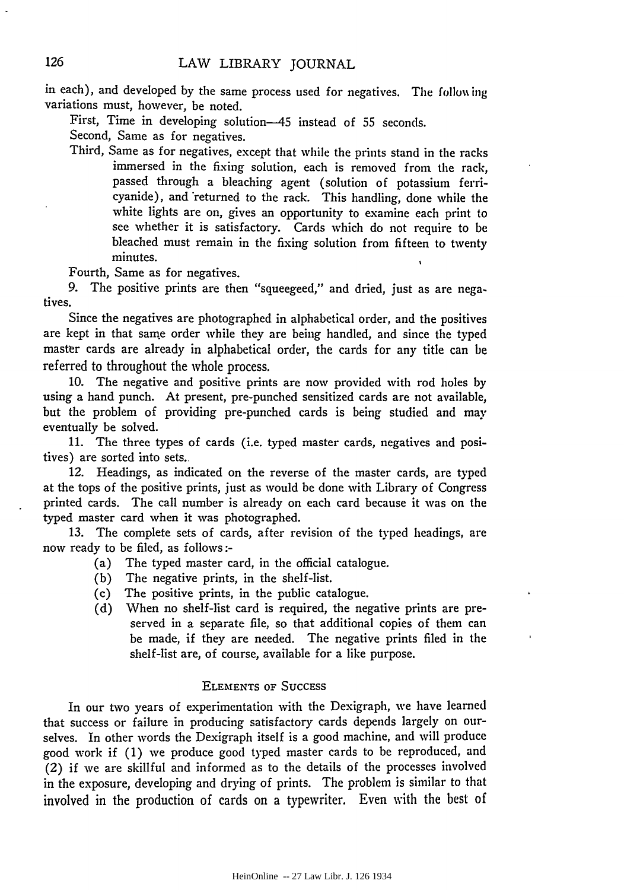in each), and developed by the same process used for negatives. The following variations must, however, be noted.

First, Time in developing solution—45 instead of 55 seconds.

Second, Same as for negatives.

Third, Same as for negatives, except that while the prints stand in the racks immersed in the fixing solution, each is removed from the rack, passed through a bleaching agent (solution of potassium ferricyanide), and returned to the rack. This handling, done while the white lights are on, gives an opportunity to examine each print to see whether it is satisfactory. Cards which do not require to be bleached must remain in the fixing solution from fifteen to twenty minutes.

Fourth, Same as for negatives.

9. The positive prints are then "squeegeed," and dried, just as are negatives.

Since the negatives are photographed in alphabetical order, and the positives are kept in that same order while they are being handled, and since the typed master cards are already in alphabetical order, the cards for any title can be referred to throughout the whole process.

10. The negative and positive prints are now provided with rod holes by using a hand punch. At present, pre-punched sensitized cards are not available, but the problem of providing pre-punched cards is being studied and may eventually be solved.

11. The three types of cards (i.e. typed master cards, negatives and positives) are sorted into sets.

12. Headings, as indicated on the reverse of the master cards, are typed at the tops of the positive prints, just as would be done with Library of Congress printed cards. The call number is already on each card because it was on the typed master card when it was photographed.

13. The complete sets of cards, after revision of the typed headings, are now ready to be filed, as follows:-

- (a) The typed master card, in the official catalogue.
- (b) The negative prints, in the shelf-list.
- (c) The positive prints, in the public catalogue.
- (d) When no shelf-list card is required, the negative prints are preserved in a separate file, so that additional copies of them can be made, if they are needed. The negative prints filed in the shelf-list are, of course, available for a like purpose.

## Elements of Success

In our two years of experimentation with the Dexigraph, we have learned that success or failure in producing satisfactory cards depends largely on ourselves. In other words the Dexigraph itself is a good machine, and will produce good work if (1) we produce good typed master cards to be reproduced, and (2) if we are skillful and informed as to the details of the processes involved in the exposure, developing and drying of prints. The problem is similar to that involved in the production of cards on a typewriter. Even with the best of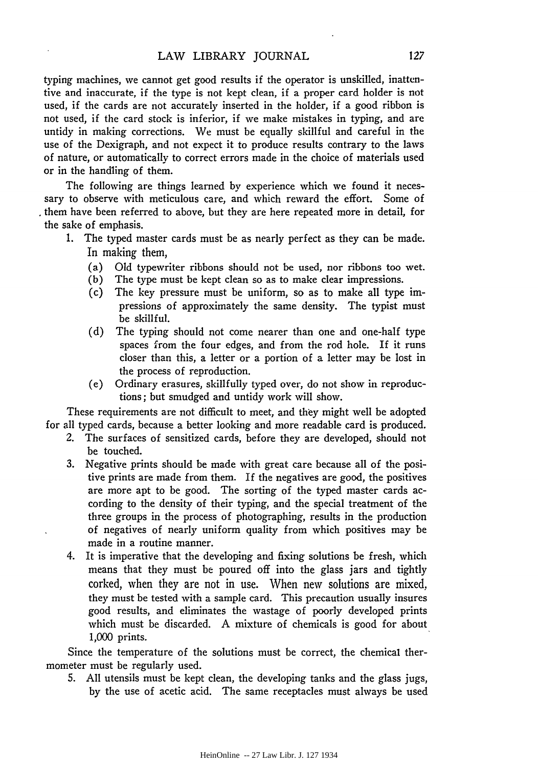typing machines, we cannot get good results if the operator is unskilled, inattentive and inaccurate, if the type is not kept clean, if a proper card holder is not used, if the cards are not accurately inserted in the holder, if a good ribbon is not used, if the card stock is inferior, if we make mistakes in typing, and are untidy in making corrections. We must be equally skillful and careful in the use of the Dexigraph, and not expect it to produce results contrary to the laws of nature, or automatically to correct errors made in the choice of materials used or in the handling of them.

The following are things learned by experience which we found it necessary to observe with meticulous care, and which reward the effort. Some of them have been referred to above, but they are here repeated more in detail, for the sake of emphasis.

1. The typed master cards must be as nearly perfect as they can be made. In making them,
   - (a) Old typewriter ribbons should not be used, nor ribbons too wet.
   - (b) The type must be kept clean so as to make clear impressions.
   - (c) The key pressure must be uniform, so as to make all type impressions of approximately the same density. The typist must be skillful.
   - (d) The typing should not come nearer than one and one-half type spaces from the four edges, and from the rod hole. If it runs closer than this, a letter or a portion of a letter may be lost in the process of reproduction.
   - (e) Ordinary erasures, skillfully typed over, do not show in reproductions; but smudged and untidy work will show.

These requirements are not difficult to meet, and they might well be adopted for all typed cards, because a better looking and more readable card is produced.

2. The surfaces of sensitized cards, before they are developed, should not be touched.
3. Negative prints should be made with great care because all of the positive prints are made from them. If the negatives are good, the positives are more apt to be good. The sorting of the typed master cards according to the density of their typing, and the special treatment of the three groups in the process of photographing, results in the production of negatives of nearly uniform quality from which positives may be made in a routine manner.
4. It is imperative that the developing and fixing solutions be fresh, which means that they must be poured off into the glass jars and tightly corked, when they are not in use. When new solutions are mixed, they must be tested with a sample card. This precaution usually insures good results, and eliminates the wastage of poorly developed prints which must be discarded. A mixture of chemicals is good for about 1,000 prints.

Since the temperature of the solutions must be correct, the chemical thermometer must be regularly used.

5. All utensils must be kept clean, the developing tanks and the glass jugs, by the use of acetic acid. The same receptacles must always be used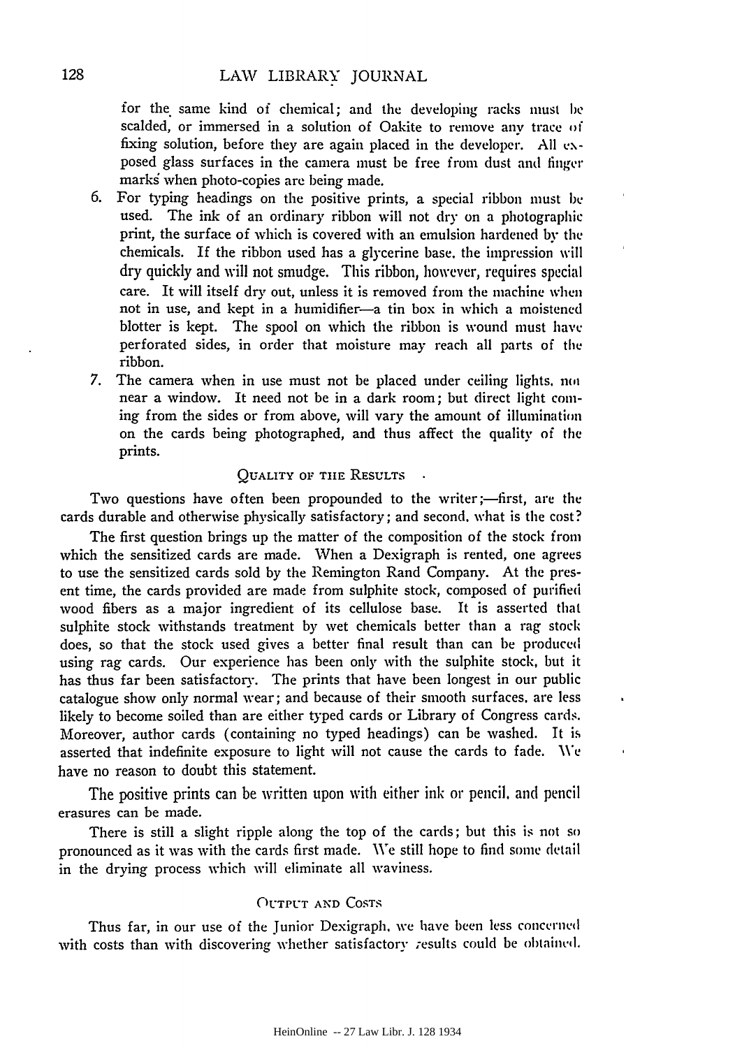for the same kind of chemical; and the developing racks must be scalded, or immersed in a solution of Oakite to remove any trace of fixing solution, before they are again placed in the developer. All exposed glass surfaces in the camera must be free from dust and finger marks when photo-copies are being made.

6. For typing headings on the positive prints, a special ribbon must be used. The ink of an ordinary ribbon will not dry on a photographic print, the surface of which is covered with an emulsion hardened by the chemicals. If the ribbon used has a glycerine base, the impression will dry quickly and will not smudge. This ribbon, however, requires special care. It will itself dry out, unless it is removed from the machine when not in use, and kept in a humidifier—a tin box in which a moistened blotter is kept. The spool on which the ribbon is wound must have perforated sides, in order that moisture may reach all parts of the ribbon.
7. The camera when in use must not be placed under ceiling lights, nor near a window. It need not be in a dark room; but direct light coming from the sides or from above, will vary the amount of illumination on the cards being photographed, and thus affect the quality of the prints.

### Quality of the Results

Two questions have often been propounded to the writer;—first, are the cards durable and otherwise physically satisfactory; and second, what is the cost?

The first question brings up the matter of the composition of the stock from which the sensitized cards are made. When a Dexigraph is rented, one agrees to use the sensitized cards sold by the Remington Rand Company. At the present time, the cards provided are made from sulphite stock, composed of purified wood fibers as a major ingredient of its cellulose base. It is asserted that sulphite stock withstands treatment by wet chemicals better than a rag stock does, so that the stock used gives a better final result than can be produced using rag cards. Our experience has been only with the sulphite stock, but it has thus far been satisfactory. The prints that have been longest in our public catalogue show only normal wear; and because of their smooth surfaces, are less likely to become soiled than are either typed cards or Library of Congress cards. Moreover, author cards (containing no typed headings) can be washed. It is asserted that indefinite exposure to light will not cause the cards to fade. We have no reason to doubt this statement.

The positive prints can be written upon with either ink or pencil, and pencil erasures can be made.

There is still a slight ripple along the top of the cards; but this is not so pronounced as it was with the cards first made. We still hope to find some detail in the drying process which will eliminate all waviness.

### Output and Costs

Thus far, in our use of the Junior Dexigraph, we have been less concerned with costs than with discovering whether satisfactory results could be obtained.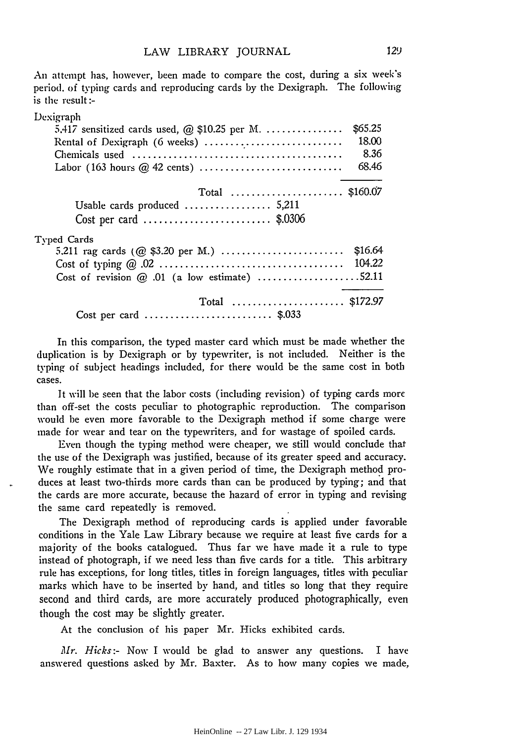An attempt has, however, been made to compare the cost, during a six week's period, of typing cards and reproducing cards by the Dexigraph. The following is the result:-

Dexigraph

| | |
|---|---|
| 5,417 sensitized cards used, @ $10.25 per M. | $65.25 |
| Rental of Dexigraph (6 weeks) | 18.00 |
| Chemicals used | 8.36 |
| Labor (163 hours @ 42 cents) | 68.46 |
| Total | $160.07 |
| Usable cards produced ........ 5,211 | |
| Cost per card ........ $.0306 | |

Typed Cards

| | |
|---|---|
| 5,211 rag cards (@ $3.20 per M.) | $16.64 |
| Cost of typing @ .02 | 104.22 |
| Cost of revision @ .01 (a low estimate) | 52.11 |
| Total | $172.97 |
| Cost per card ........ $.033 | |

In this comparison, the typed master card which must be made whether the duplication is by Dexigraph or by typewriter, is not included. Neither is the typing of subject headings included, for there would be the same cost in both cases.

It will be seen that the labor costs (including revision) of typing cards more than off-set the costs peculiar to photographic reproduction. The comparison would be even more favorable to the Dexigraph method if some charge were made for wear and tear on the typewriters, and for wastage of spoiled cards.

Even though the typing method were cheaper, we still would conclude that the use of the Dexigraph was justified, because of its greater speed and accuracy. We roughly estimate that in a given period of time, the Dexigraph method produces at least two-thirds more cards than can be produced by typing; and that the cards are more accurate, because the hazard of error in typing and revising the same card repeatedly is removed.

The Dexigraph method of reproducing cards is applied under favorable conditions in the Yale Law Library because we require at least five cards for a majority of the books catalogued. Thus far we have made it a rule to type instead of photograph, if we need less than five cards for a title. This arbitrary rule has exceptions, for long titles, titles in foreign languages, titles with peculiar marks which have to be inserted by hand, and titles so long that they require second and third cards, are more accurately produced photographically, even though the cost may be slightly greater.

At the conclusion of his paper Mr. Hicks exhibited cards.

*Mr. Hicks*:- Now I would be glad to answer any questions. I have answered questions asked by Mr. Baxter. As to how many copies we made,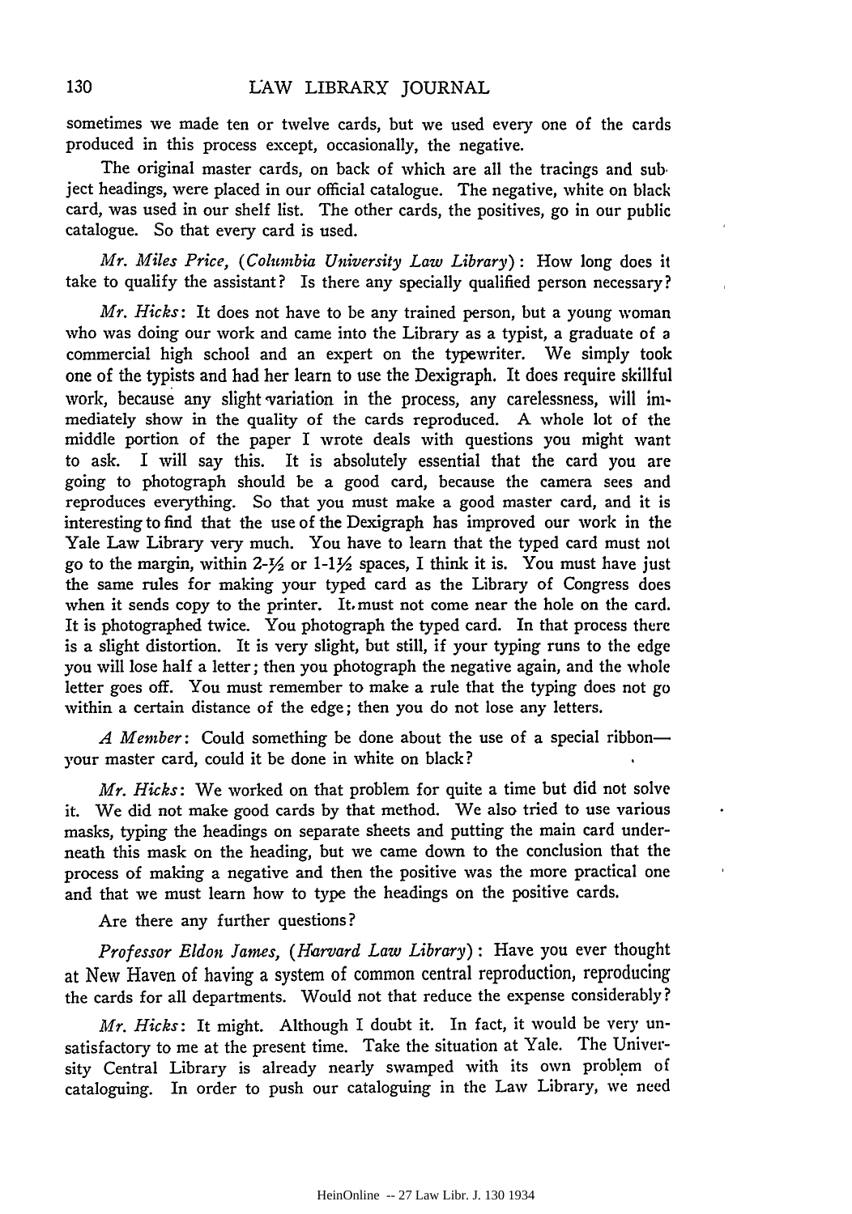sometimes we made ten or twelve cards, but we used every one of the cards produced in this process except, occasionally, the negative.

The original master cards, on back of which are all the tracings and subject headings, were placed in our official catalogue. The negative, white on black card, was used in our shelf list. The other cards, the positives, go in our public catalogue. So that every card is used.

*Mr. Miles Price, (Columbia University Law Library)*: How long does it take to qualify the assistant? Is there any specially qualified person necessary?

*Mr. Hicks*: It does not have to be any trained person, but a young woman who was doing our work and came into the Library as a typist, a graduate of a commercial high school and an expert on the typewriter. We simply took one of the typists and had her learn to use the Dexigraph. It does require skillful work, because any slight variation in the process, any carelessness, will immediately show in the quality of the cards reproduced. A whole lot of the middle portion of the paper I wrote deals with questions you might want to ask. I will say this. It is absolutely essential that the card you are going to photograph should be a good card, because the camera sees and reproduces everything. So that you must make a good master card, and it is interesting to find that the use of the Dexigraph has improved our work in the Yale Law Library very much. You have to learn that the typed card must not go to the margin, within 2-½ or 1-1½ spaces, I think it is. You must have just the same rules for making your typed card as the Library of Congress does when it sends copy to the printer. It must not come near the hole on the card. It is photographed twice. You photograph the typed card. In that process there is a slight distortion. It is very slight, but still, if your typing runs to the edge you will lose half a letter; then you photograph the negative again, and the whole letter goes off. You must remember to make a rule that the typing does not go within a certain distance of the edge; then you do not lose any letters.

*A Member*: Could something be done about the use of a special ribbon—your master card, could it be done in white on black?

*Mr. Hicks*: We worked on that problem for quite a time but did not solve it. We did not make good cards by that method. We also tried to use various masks, typing the headings on separate sheets and putting the main card underneath this mask on the heading, but we came down to the conclusion that the process of making a negative and then the positive was the more practical one and that we must learn how to type the headings on the positive cards.

Are there any further questions?

*Professor Eldon James, (Harvard Law Library)*: Have you ever thought at New Haven of having a system of common central reproduction, reproducing the cards for all departments. Would not that reduce the expense considerably?

*Mr. Hicks*: It might. Although I doubt it. In fact, it would be very unsatisfactory to me at the present time. Take the situation at Yale. The University Central Library is already nearly swamped with its own problem of cataloguing. In order to push our cataloguing in the Law Library, we need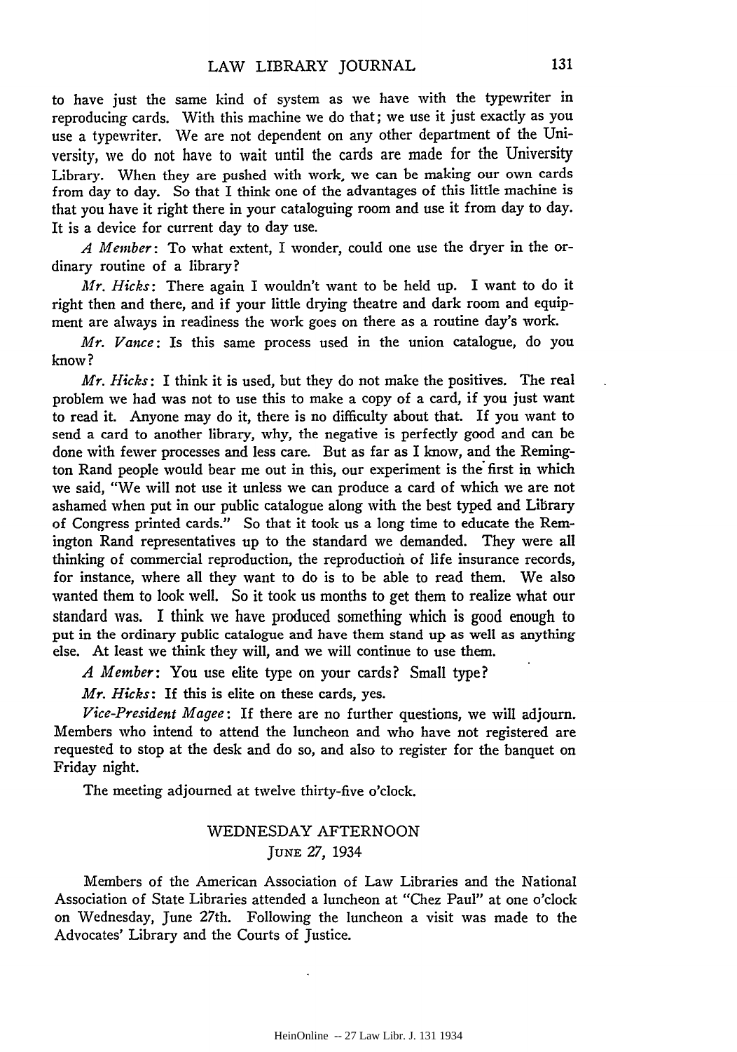to have just the same kind of system as we have with the typewriter in reproducing cards. With this machine we do that; we use it just exactly as you use a typewriter. We are not dependent on any other department of the University, we do not have to wait until the cards are made for the University Library. When they are pushed with work, we can be making our own cards from day to day. So that I think one of the advantages of this little machine is that you have it right there in your cataloguing room and use it from day to day. It is a device for current day to day use.

*A Member*: To what extent, I wonder, could one use the dryer in the ordinary routine of a library?

*Mr. Hicks*: There again I wouldn't want to be held up. I want to do it right then and there, and if your little drying theatre and dark room and equipment are always in readiness the work goes on there as a routine day's work.

*Mr. Vance*: Is this same process used in the union catalogue, do you know?

*Mr. Hicks*: I think it is used, but they do not make the positives. The real problem we had was not to use this to make a copy of a card, if you just want to read it. Anyone may do it, there is no difficulty about that. If you want to send a card to another library, why, the negative is perfectly good and can be done with fewer processes and less care. But as far as I know, and the Remington Rand people would bear me out in this, our experiment is the first in which we said, "We will not use it unless we can produce a card of which we are not ashamed when put in our public catalogue along with the best typed and Library of Congress printed cards." So that it took us a long time to educate the Remington Rand representatives up to the standard we demanded. They were all thinking of commercial reproduction, the reproduction of life insurance records, for instance, where all they want to do is to be able to read them. We also wanted them to look well. So it took us months to get them to realize what our standard was. I think we have produced something which is good enough to put in the ordinary public catalogue and have them stand up as well as anything else. At least we think they will, and we will continue to use them.

*A Member*: You use elite type on your cards? Small type?

*Mr. Hicks*: If this is elite on these cards, yes.

*Vice-President Magee*: If there are no further questions, we will adjourn. Members who intend to attend the luncheon and who have not registered are requested to stop at the desk and do so, and also to register for the banquet on Friday night.

The meeting adjourned at twelve thirty-five o'clock.

## WEDNESDAY AFTERNOON

### June 27, 1934

Members of the American Association of Law Libraries and the National Association of State Libraries attended a luncheon at "Chez Paul" at one o'clock on Wednesday, June 27th. Following the luncheon a visit was made to the Advocates' Library and the Courts of Justice.